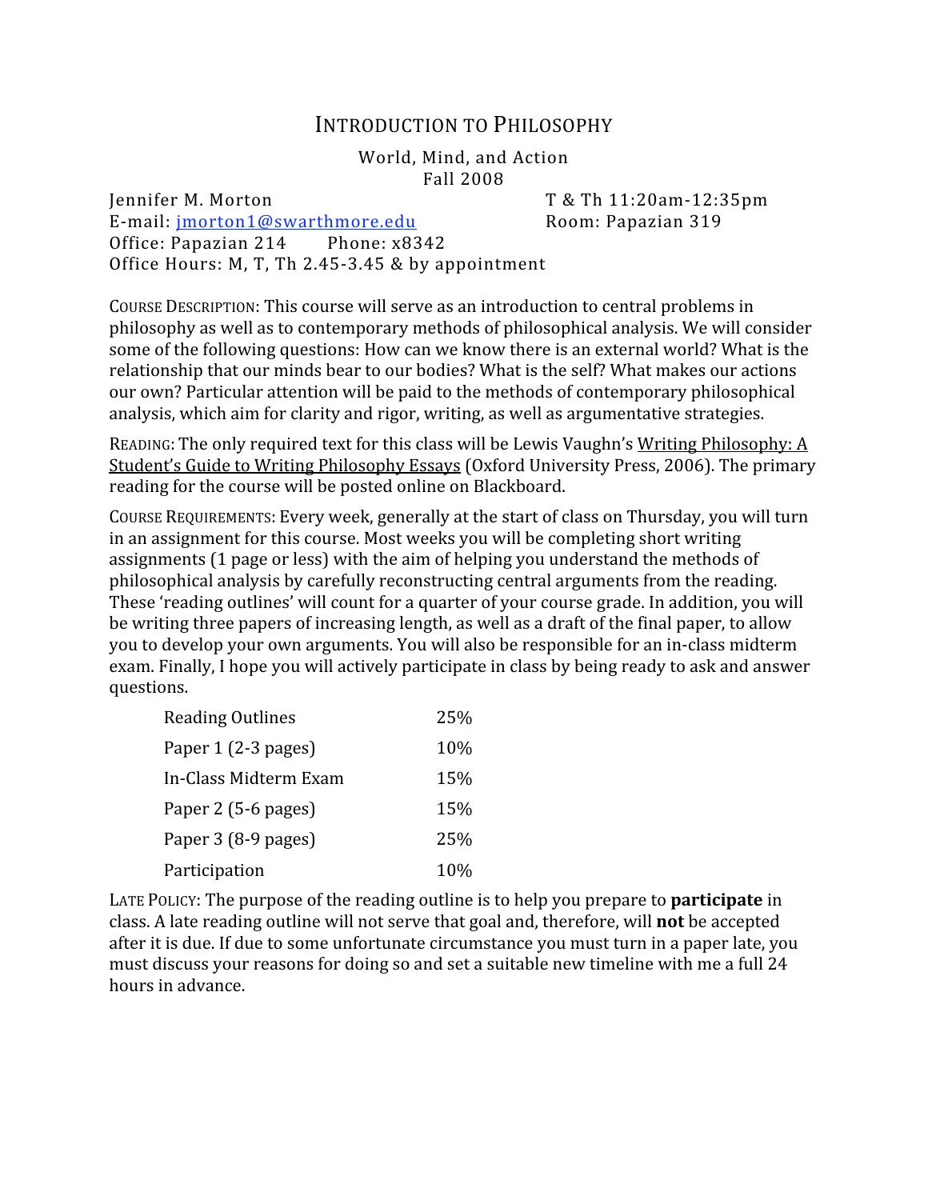# INTRODUCTION TO PHILOSOPHY

World, Mind, and Action
Fall 2008

Jennifer M. Morton
E-mail: jmorton1@swarthmore.edu
Office: Papazian 214 Phone: x8342
Office Hours: M, T, Th 2.45-3.45 & by appointment

T & Th 11:20am-12:35pm
Room: Papazian 319

COURSE DESCRIPTION: This course will serve as an introduction to central problems in philosophy as well as to contemporary methods of philosophical analysis. We will consider some of the following questions: How can we know there is an external world? What is the relationship that our minds bear to our bodies? What is the self? What makes our actions our own? Particular attention will be paid to the methods of contemporary philosophical analysis, which aim for clarity and rigor, writing, as well as argumentative strategies.

READING: The only required text for this class will be Lewis Vaughn's Writing Philosophy: A Student's Guide to Writing Philosophy Essays (Oxford University Press, 2006). The primary reading for the course will be posted online on Blackboard.

COURSE REQUIREMENTS: Every week, generally at the start of class on Thursday, you will turn in an assignment for this course. Most weeks you will be completing short writing assignments (1 page or less) with the aim of helping you understand the methods of philosophical analysis by carefully reconstructing central arguments from the reading. These 'reading outlines' will count for a quarter of your course grade. In addition, you will be writing three papers of increasing length, as well as a draft of the final paper, to allow you to develop your own arguments. You will also be responsible for an in-class midterm exam. Finally, I hope you will actively participate in class by being ready to ask and answer questions.

| | |
|---|---|
| Reading Outlines | 25% |
| Paper 1 (2-3 pages) | 10% |
| In-Class Midterm Exam | 15% |
| Paper 2 (5-6 pages) | 15% |
| Paper 3 (8-9 pages) | 25% |
| Participation | 10% |

LATE POLICY: The purpose of the reading outline is to help you prepare to **participate** in class. A late reading outline will not serve that goal and, therefore, will **not** be accepted after it is due. If due to some unfortunate circumstance you must turn in a paper late, you must discuss your reasons for doing so and set a suitable new timeline with me a full 24 hours in advance.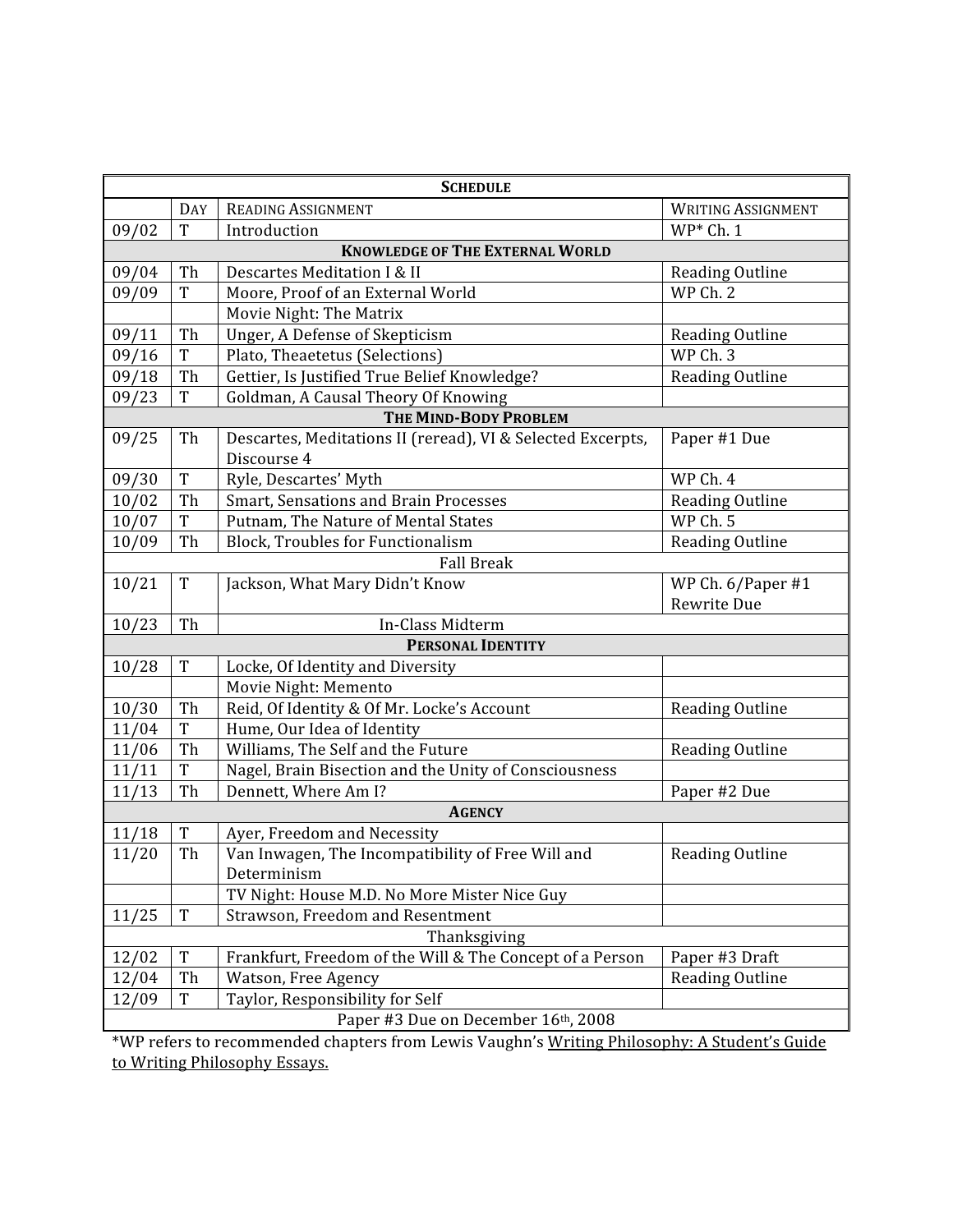| SCHEDULE | | | |
|---|---|---|---|
| | DAY | READING ASSIGNMENT | WRITING ASSIGNMENT |
| 09/02 | T | Introduction | WP* Ch. 1 |
| **KNOWLEDGE OF THE EXTERNAL WORLD** | | | |
| 09/04 | Th | Descartes Meditation I & II | Reading Outline |
| 09/09 | T | Moore, Proof of an External World | WP Ch. 2 |
| | | Movie Night: The Matrix | |
| 09/11 | Th | Unger, A Defense of Skepticism | Reading Outline |
| 09/16 | T | Plato, Theaetetus (Selections) | WP Ch. 3 |
| 09/18 | Th | Gettier, Is Justified True Belief Knowledge? | Reading Outline |
| 09/23 | T | Goldman, A Causal Theory Of Knowing | |
| **THE MIND-BODY PROBLEM** | | | |
| 09/25 | Th | Descartes, Meditations II (reread), VI & Selected Excerpts, Discourse 4 | Paper #1 Due |
| 09/30 | T | Ryle, Descartes' Myth | WP Ch. 4 |
| 10/02 | Th | Smart, Sensations and Brain Processes | Reading Outline |
| 10/07 | T | Putnam, The Nature of Mental States | WP Ch. 5 |
| 10/09 | Th | Block, Troubles for Functionalism | Reading Outline |
| Fall Break | | | |
| 10/21 | T | Jackson, What Mary Didn't Know | WP Ch. 6/Paper #1 Rewrite Due |
| 10/23 | Th | In-Class Midterm | |
| **PERSONAL IDENTITY** | | | |
| 10/28 | T | Locke, Of Identity and Diversity | |
| | | Movie Night: Memento | |
| 10/30 | Th | Reid, Of Identity & Of Mr. Locke's Account | Reading Outline |
| 11/04 | T | Hume, Our Idea of Identity | |
| 11/06 | Th | Williams, The Self and the Future | Reading Outline |
| 11/11 | T | Nagel, Brain Bisection and the Unity of Consciousness | |
| 11/13 | Th | Dennett, Where Am I? | Paper #2 Due |
| **AGENCY** | | | |
| 11/18 | T | Ayer, Freedom and Necessity | |
| 11/20 | Th | Van Inwagen, The Incompatibility of Free Will and Determinism | Reading Outline |
| | | TV Night: House M.D. No More Mister Nice Guy | |
| 11/25 | T | Strawson, Freedom and Resentment | |
| Thanksgiving | | | |
| 12/02 | T | Frankfurt, Freedom of the Will & The Concept of a Person | Paper #3 Draft |
| 12/04 | Th | Watson, Free Agency | Reading Outline |
| 12/09 | T | Taylor, Responsibility for Self | |
| Paper #3 Due on December 16th, 2008 | | | |

*WP refers to recommended chapters from Lewis Vaughn's Writing Philosophy: A Student's Guide to Writing Philosophy Essays.